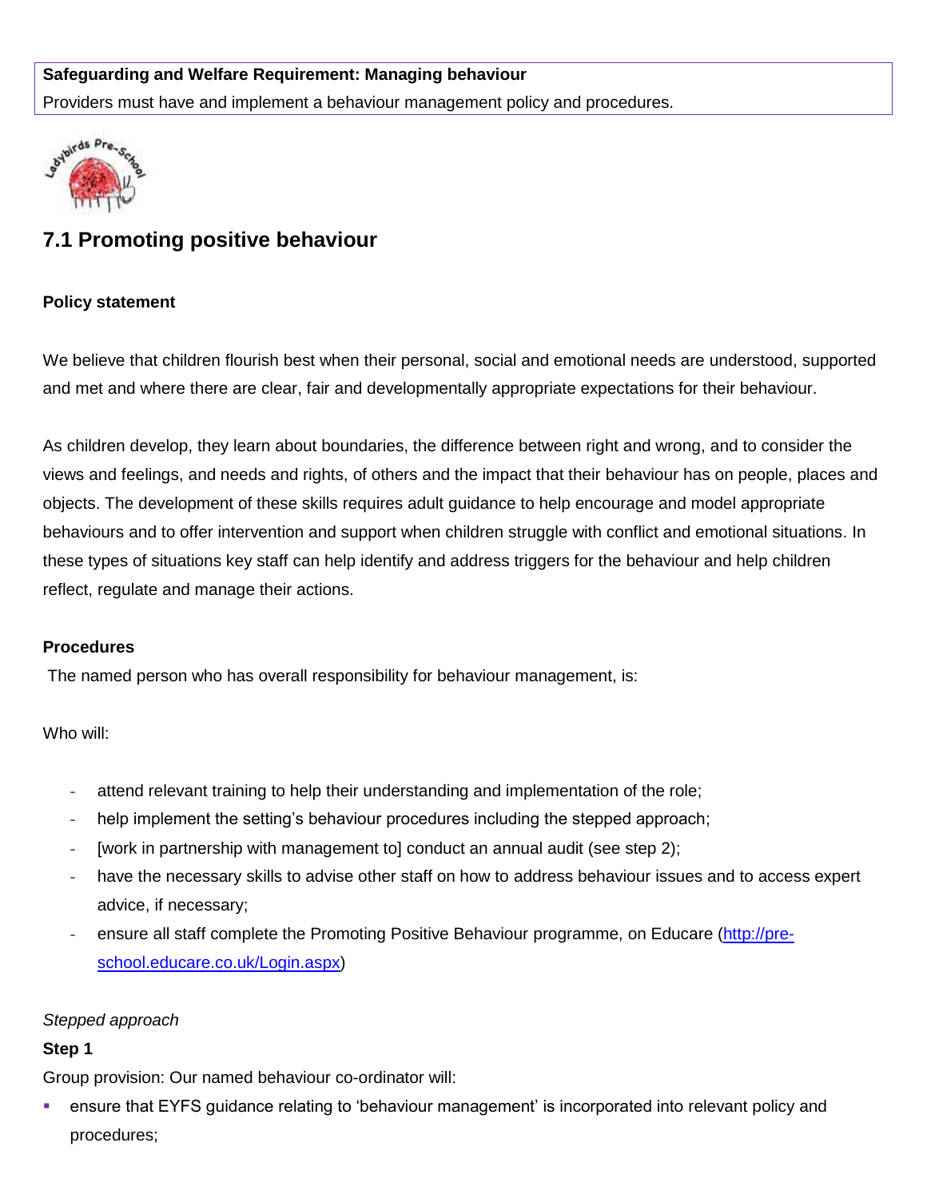**Safeguarding and Welfare Requirement: Managing behaviour**

Providers must have and implement a behaviour management policy and procedures.

## 7.1 Promoting positive behaviour

**Policy statement**

We believe that children flourish best when their personal, social and emotional needs are understood, supported and met and where there are clear, fair and developmentally appropriate expectations for their behaviour.

As children develop, they learn about boundaries, the difference between right and wrong, and to consider the views and feelings, and needs and rights, of others and the impact that their behaviour has on people, places and objects. The development of these skills requires adult guidance to help encourage and model appropriate behaviours and to offer intervention and support when children struggle with conflict and emotional situations. In these types of situations key staff can help identify and address triggers for the behaviour and help children reflect, regulate and manage their actions.

**Procedures**

The named person who has overall responsibility for behaviour management, is:

Who will:

- attend relevant training to help their understanding and implementation of the role;
- help implement the setting's behaviour procedures including the stepped approach;
- [work in partnership with management to] conduct an annual audit (see step 2);
- have the necessary skills to advise other staff on how to address behaviour issues and to access expert advice, if necessary;
- ensure all staff complete the Promoting Positive Behaviour programme, on Educare (http://pre-school.educare.co.uk/Login.aspx)

*Stepped approach*

**Step 1**

Group provision: Our named behaviour co-ordinator will:

- ensure that EYFS guidance relating to 'behaviour management' is incorporated into relevant policy and procedures;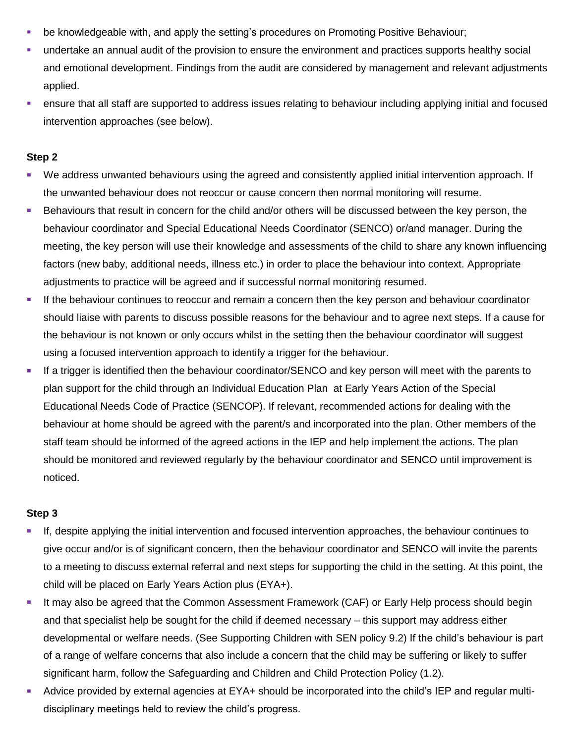- be knowledgeable with, and apply the setting's procedures on Promoting Positive Behaviour;
- undertake an annual audit of the provision to ensure the environment and practices supports healthy social and emotional development. Findings from the audit are considered by management and relevant adjustments applied.
- ensure that all staff are supported to address issues relating to behaviour including applying initial and focused intervention approaches (see below).

**Step 2**

- We address unwanted behaviours using the agreed and consistently applied initial intervention approach. If the unwanted behaviour does not reoccur or cause concern then normal monitoring will resume.
- Behaviours that result in concern for the child and/or others will be discussed between the key person, the behaviour coordinator and Special Educational Needs Coordinator (SENCO) or/and manager. During the meeting, the key person will use their knowledge and assessments of the child to share any known influencing factors (new baby, additional needs, illness etc.) in order to place the behaviour into context. Appropriate adjustments to practice will be agreed and if successful normal monitoring resumed.
- If the behaviour continues to reoccur and remain a concern then the key person and behaviour coordinator should liaise with parents to discuss possible reasons for the behaviour and to agree next steps. If a cause for the behaviour is not known or only occurs whilst in the setting then the behaviour coordinator will suggest using a focused intervention approach to identify a trigger for the behaviour.
- If a trigger is identified then the behaviour coordinator/SENCO and key person will meet with the parents to plan support for the child through an Individual Education Plan at Early Years Action of the Special Educational Needs Code of Practice (SENCOP). If relevant, recommended actions for dealing with the behaviour at home should be agreed with the parent/s and incorporated into the plan. Other members of the staff team should be informed of the agreed actions in the IEP and help implement the actions. The plan should be monitored and reviewed regularly by the behaviour coordinator and SENCO until improvement is noticed.

**Step 3**

- If, despite applying the initial intervention and focused intervention approaches, the behaviour continues to give occur and/or is of significant concern, then the behaviour coordinator and SENCO will invite the parents to a meeting to discuss external referral and next steps for supporting the child in the setting. At this point, the child will be placed on Early Years Action plus (EYA+).
- It may also be agreed that the Common Assessment Framework (CAF) or Early Help process should begin and that specialist help be sought for the child if deemed necessary – this support may address either developmental or welfare needs. (See Supporting Children with SEN policy 9.2) If the child's behaviour is part of a range of welfare concerns that also include a concern that the child may be suffering or likely to suffer significant harm, follow the Safeguarding and Children and Child Protection Policy (1.2).
- Advice provided by external agencies at EYA+ should be incorporated into the child's IEP and regular multi-disciplinary meetings held to review the child's progress.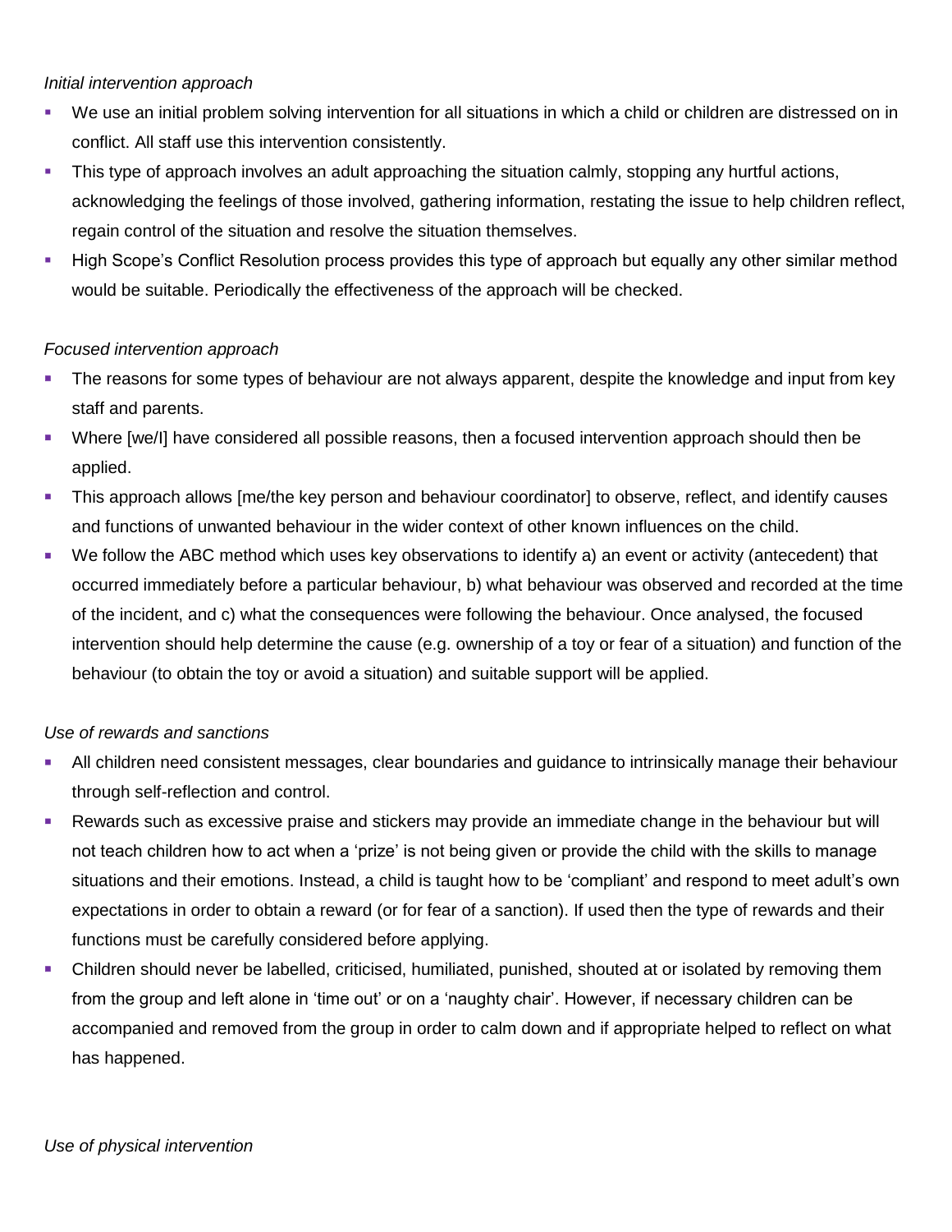*Initial intervention approach*

- We use an initial problem solving intervention for all situations in which a child or children are distressed on in conflict. All staff use this intervention consistently.
- This type of approach involves an adult approaching the situation calmly, stopping any hurtful actions, acknowledging the feelings of those involved, gathering information, restating the issue to help children reflect, regain control of the situation and resolve the situation themselves.
- High Scope's Conflict Resolution process provides this type of approach but equally any other similar method would be suitable. Periodically the effectiveness of the approach will be checked.

*Focused intervention approach*

- The reasons for some types of behaviour are not always apparent, despite the knowledge and input from key staff and parents.
- Where [we/I] have considered all possible reasons, then a focused intervention approach should then be applied.
- This approach allows [me/the key person and behaviour coordinator] to observe, reflect, and identify causes and functions of unwanted behaviour in the wider context of other known influences on the child.
- We follow the ABC method which uses key observations to identify a) an event or activity (antecedent) that occurred immediately before a particular behaviour, b) what behaviour was observed and recorded at the time of the incident, and c) what the consequences were following the behaviour. Once analysed, the focused intervention should help determine the cause (e.g. ownership of a toy or fear of a situation) and function of the behaviour (to obtain the toy or avoid a situation) and suitable support will be applied.

*Use of rewards and sanctions*

- All children need consistent messages, clear boundaries and guidance to intrinsically manage their behaviour through self-reflection and control.
- Rewards such as excessive praise and stickers may provide an immediate change in the behaviour but will not teach children how to act when a 'prize' is not being given or provide the child with the skills to manage situations and their emotions. Instead, a child is taught how to be 'compliant' and respond to meet adult's own expectations in order to obtain a reward (or for fear of a sanction). If used then the type of rewards and their functions must be carefully considered before applying.
- Children should never be labelled, criticised, humiliated, punished, shouted at or isolated by removing them from the group and left alone in 'time out' or on a 'naughty chair'. However, if necessary children can be accompanied and removed from the group in order to calm down and if appropriate helped to reflect on what has happened.

*Use of physical intervention*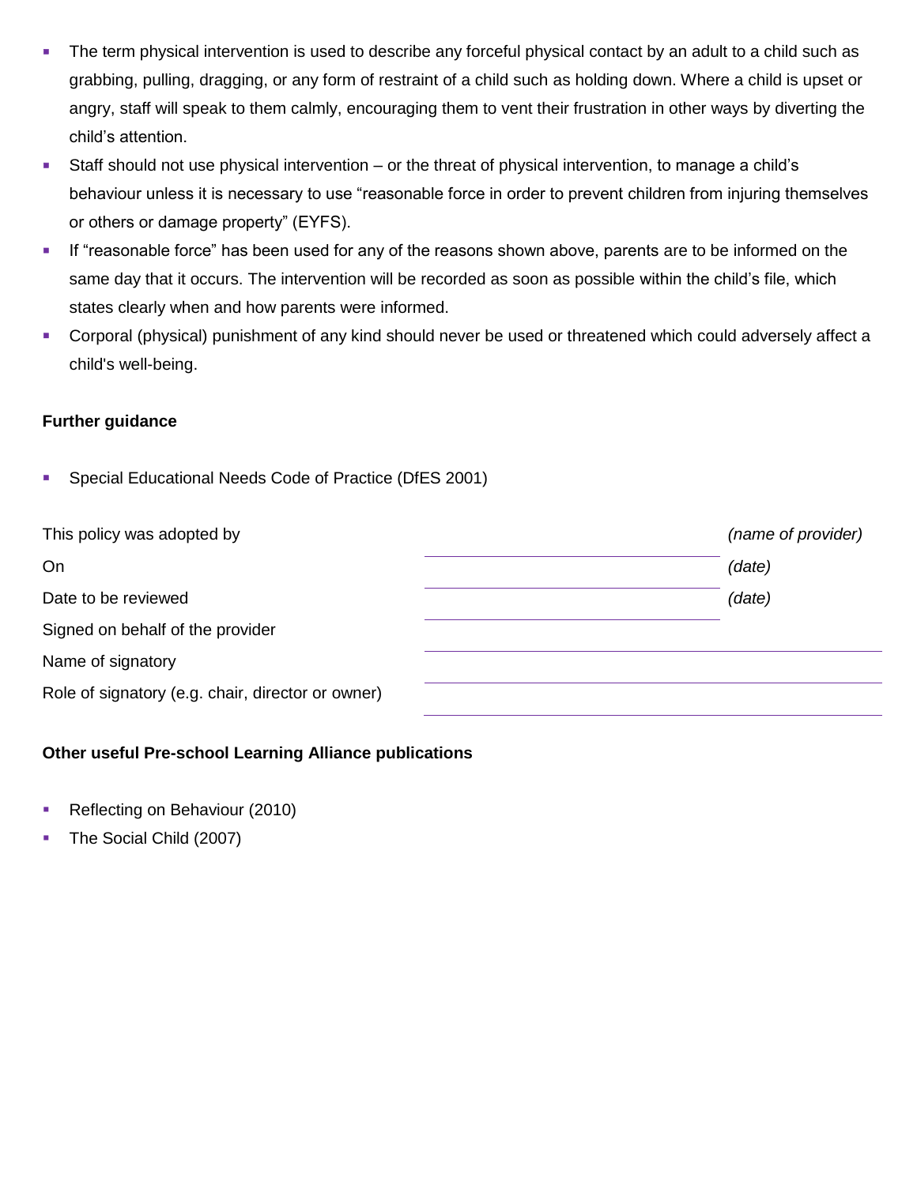- The term physical intervention is used to describe any forceful physical contact by an adult to a child such as grabbing, pulling, dragging, or any form of restraint of a child such as holding down. Where a child is upset or angry, staff will speak to them calmly, encouraging them to vent their frustration in other ways by diverting the child's attention.
- Staff should not use physical intervention – or the threat of physical intervention, to manage a child's behaviour unless it is necessary to use "reasonable force in order to prevent children from injuring themselves or others or damage property" (EYFS).
- If "reasonable force" has been used for any of the reasons shown above, parents are to be informed on the same day that it occurs. The intervention will be recorded as soon as possible within the child's file, which states clearly when and how parents were informed.
- Corporal (physical) punishment of any kind should never be used or threatened which could adversely affect a child's well-being.

**Further guidance**

- Special Educational Needs Code of Practice (DfES 2001)

| | | |
|---|---|---|
| This policy was adopted by | | *(name of provider)* |
| On | | *(date)* |
| Date to be reviewed | | *(date)* |
| Signed on behalf of the provider | | |
| Name of signatory | | |
| Role of signatory (e.g. chair, director or owner) | | |

**Other useful Pre-school Learning Alliance publications**

- Reflecting on Behaviour (2010)
- The Social Child (2007)